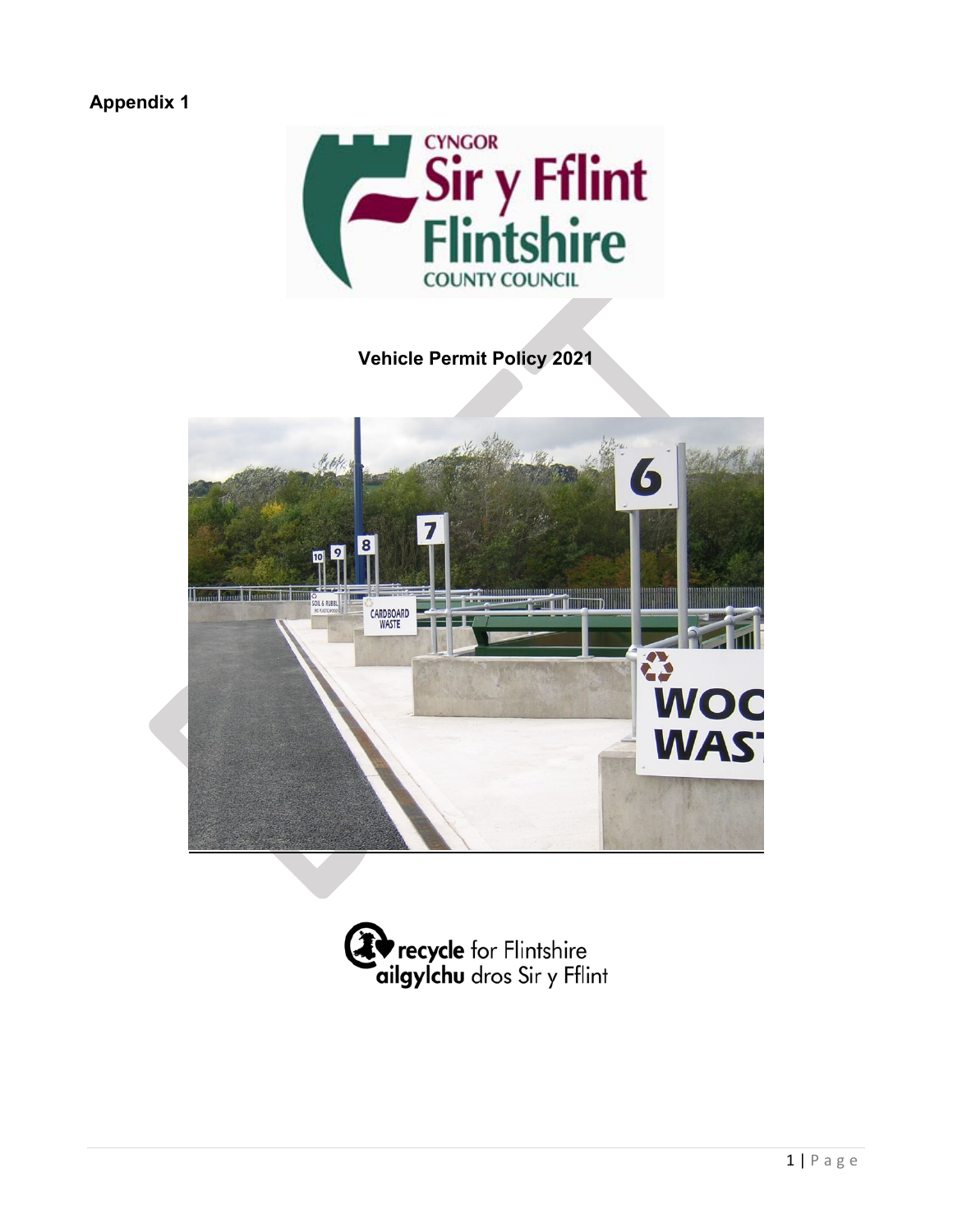**Appendix 1**

# Vehicle Permit Policy 2021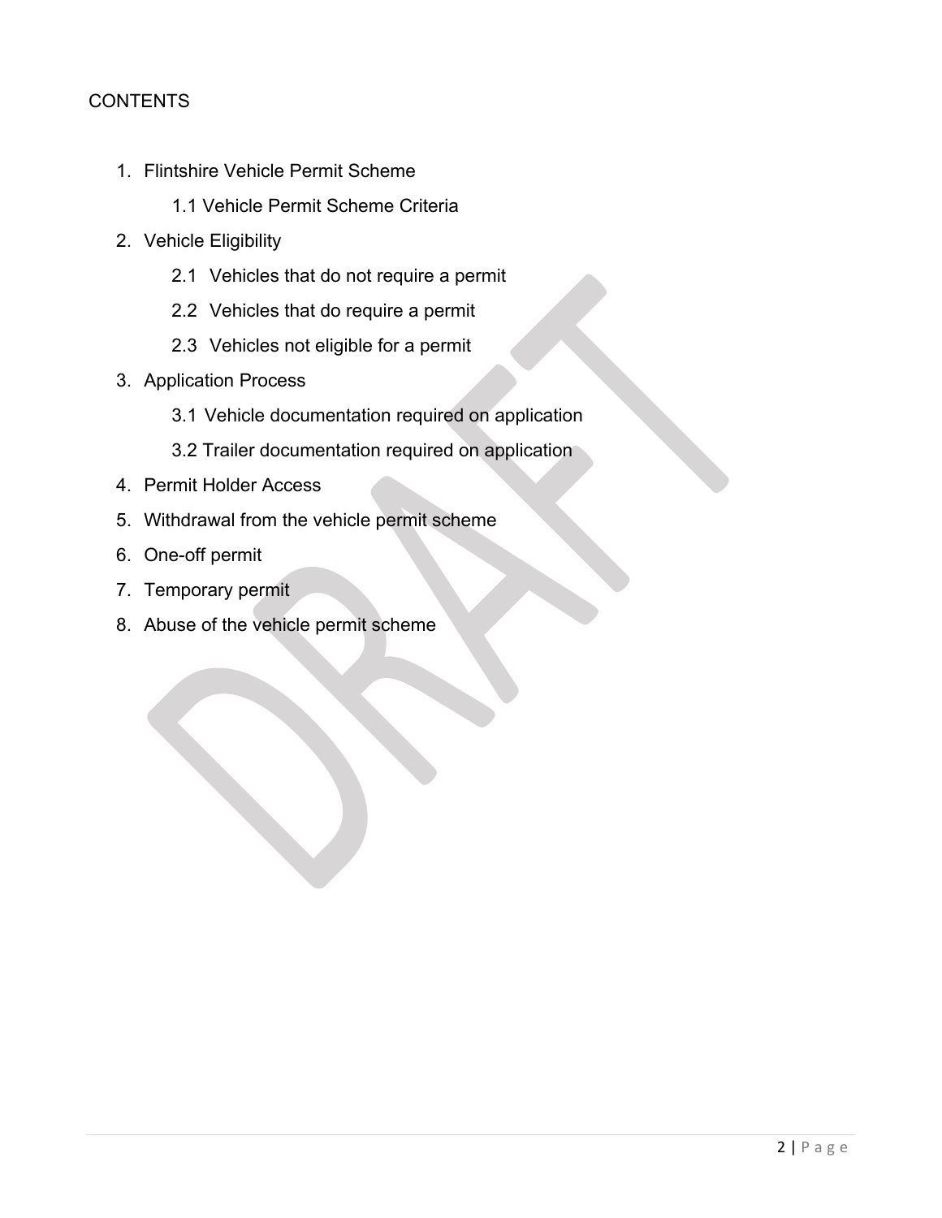CONTENTS

1. Flintshire Vehicle Permit Scheme
   - 1.1 Vehicle Permit Scheme Criteria
2. Vehicle Eligibility
   - 2.1 Vehicles that do not require a permit
   - 2.2 Vehicles that do require a permit
   - 2.3 Vehicles not eligible for a permit
3. Application Process
   - 3.1 Vehicle documentation required on application
   - 3.2 Trailer documentation required on application
4. Permit Holder Access
5. Withdrawal from the vehicle permit scheme
6. One-off permit
7. Temporary permit
8. Abuse of the vehicle permit scheme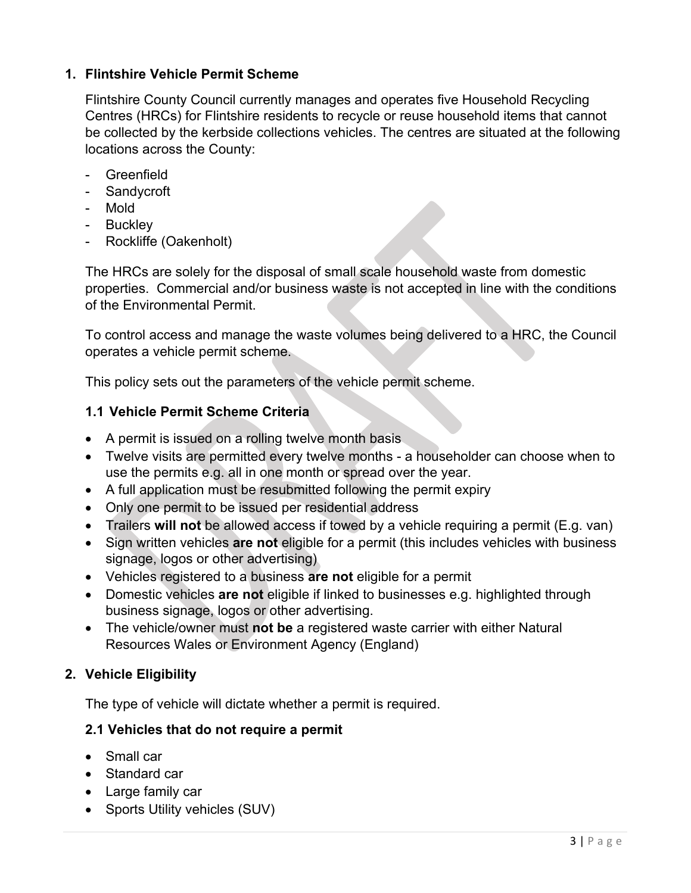## 1. Flintshire Vehicle Permit Scheme

Flintshire County Council currently manages and operates five Household Recycling Centres (HRCs) for Flintshire residents to recycle or reuse household items that cannot be collected by the kerbside collections vehicles. The centres are situated at the following locations across the County:

- Greenfield
- Sandycroft
- Mold
- Buckley
- Rockliffe (Oakenholt)

The HRCs are solely for the disposal of small scale household waste from domestic properties. Commercial and/or business waste is not accepted in line with the conditions of the Environmental Permit.

To control access and manage the waste volumes being delivered to a HRC, the Council operates a vehicle permit scheme.

This policy sets out the parameters of the vehicle permit scheme.

### 1.1 Vehicle Permit Scheme Criteria

- A permit is issued on a rolling twelve month basis
- Twelve visits are permitted every twelve months - a householder can choose when to use the permits e.g. all in one month or spread over the year.
- A full application must be resubmitted following the permit expiry
- Only one permit to be issued per residential address
- Trailers **will not** be allowed access if towed by a vehicle requiring a permit (E.g. van)
- Sign written vehicles **are not** eligible for a permit (this includes vehicles with business signage, logos or other advertising)
- Vehicles registered to a business **are not** eligible for a permit
- Domestic vehicles **are not** eligible if linked to businesses e.g. highlighted through business signage, logos or other advertising.
- The vehicle/owner must **not be** a registered waste carrier with either Natural Resources Wales or Environment Agency (England)

## 2. Vehicle Eligibility

The type of vehicle will dictate whether a permit is required.

### 2.1 Vehicles that do not require a permit

- Small car
- Standard car
- Large family car
- Sports Utility vehicles (SUV)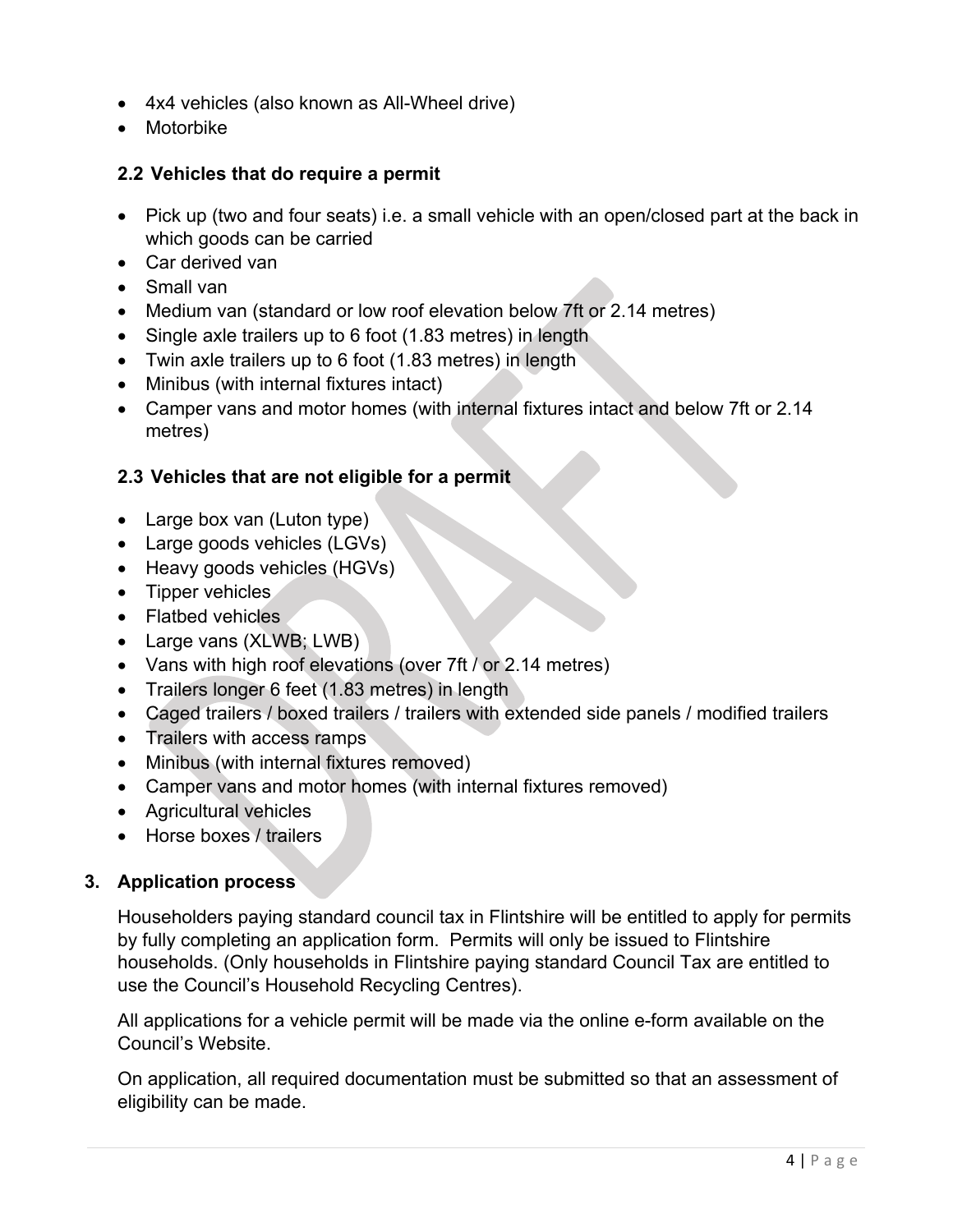- 4x4 vehicles (also known as All-Wheel drive)
- Motorbike

### 2.2 Vehicles that do require a permit

- Pick up (two and four seats) i.e. a small vehicle with an open/closed part at the back in which goods can be carried
- Car derived van
- Small van
- Medium van (standard or low roof elevation below 7ft or 2.14 metres)
- Single axle trailers up to 6 foot (1.83 metres) in length
- Twin axle trailers up to 6 foot (1.83 metres) in length
- Minibus (with internal fixtures intact)
- Camper vans and motor homes (with internal fixtures intact and below 7ft or 2.14 metres)

### 2.3 Vehicles that are not eligible for a permit

- Large box van (Luton type)
- Large goods vehicles (LGVs)
- Heavy goods vehicles (HGVs)
- Tipper vehicles
- Flatbed vehicles
- Large vans (XLWB; LWB)
- Vans with high roof elevations (over 7ft / or 2.14 metres)
- Trailers longer 6 feet (1.83 metres) in length
- Caged trailers / boxed trailers / trailers with extended side panels / modified trailers
- Trailers with access ramps
- Minibus (with internal fixtures removed)
- Camper vans and motor homes (with internal fixtures removed)
- Agricultural vehicles
- Horse boxes / trailers

## 3. Application process

Householders paying standard council tax in Flintshire will be entitled to apply for permits by fully completing an application form. Permits will only be issued to Flintshire households. (Only households in Flintshire paying standard Council Tax are entitled to use the Council's Household Recycling Centres).

All applications for a vehicle permit will be made via the online e-form available on the Council's Website.

On application, all required documentation must be submitted so that an assessment of eligibility can be made.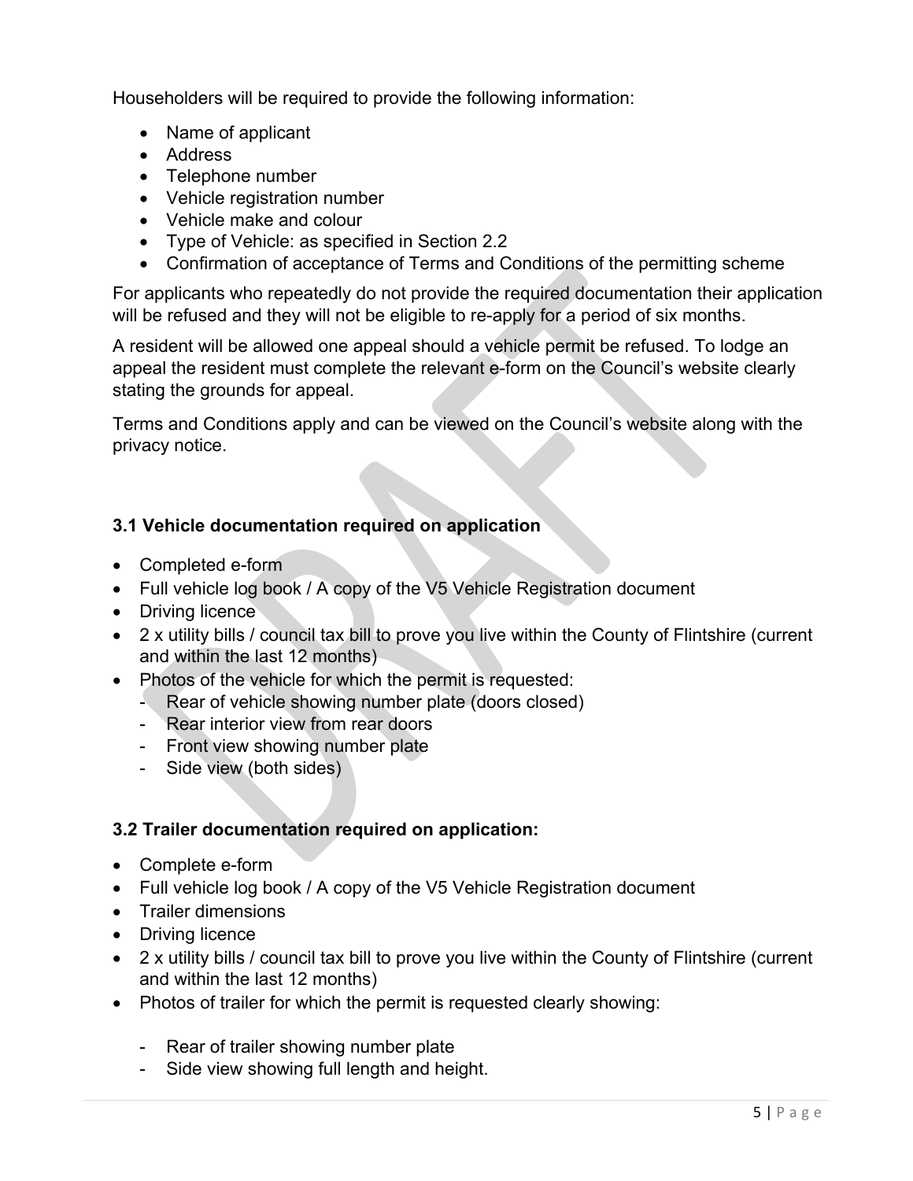Householders will be required to provide the following information:

- Name of applicant
- Address
- Telephone number
- Vehicle registration number
- Vehicle make and colour
- Type of Vehicle: as specified in Section 2.2
- Confirmation of acceptance of Terms and Conditions of the permitting scheme

For applicants who repeatedly do not provide the required documentation their application will be refused and they will not be eligible to re-apply for a period of six months.

A resident will be allowed one appeal should a vehicle permit be refused. To lodge an appeal the resident must complete the relevant e-form on the Council's website clearly stating the grounds for appeal.

Terms and Conditions apply and can be viewed on the Council's website along with the privacy notice.

### 3.1 Vehicle documentation required on application

- Completed e-form
- Full vehicle log book / A copy of the V5 Vehicle Registration document
- Driving licence
- 2 x utility bills / council tax bill to prove you live within the County of Flintshire (current and within the last 12 months)
- Photos of the vehicle for which the permit is requested:
  - Rear of vehicle showing number plate (doors closed)
  - Rear interior view from rear doors
  - Front view showing number plate
  - Side view (both sides)

### 3.2 Trailer documentation required on application:

- Complete e-form
- Full vehicle log book / A copy of the V5 Vehicle Registration document
- Trailer dimensions
- Driving licence
- 2 x utility bills / council tax bill to prove you live within the County of Flintshire (current and within the last 12 months)
- Photos of trailer for which the permit is requested clearly showing:
  - Rear of trailer showing number plate
  - Side view showing full length and height.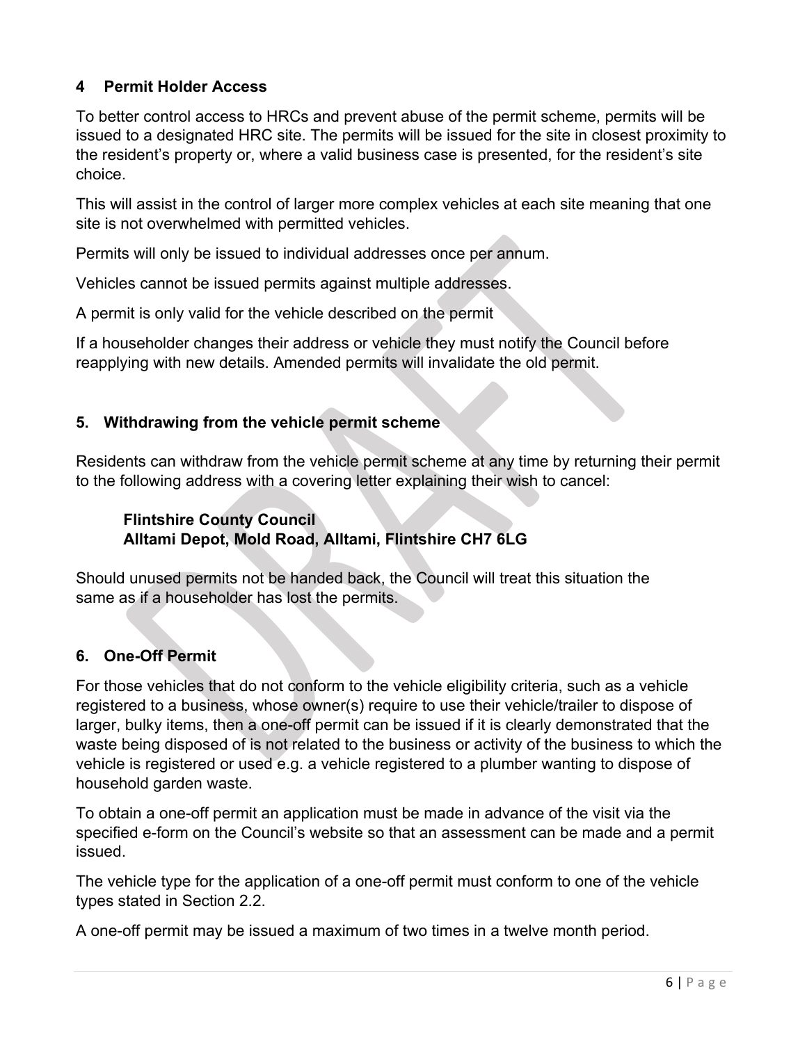## 4 Permit Holder Access

To better control access to HRCs and prevent abuse of the permit scheme, permits will be issued to a designated HRC site. The permits will be issued for the site in closest proximity to the resident's property or, where a valid business case is presented, for the resident's site choice.

This will assist in the control of larger more complex vehicles at each site meaning that one site is not overwhelmed with permitted vehicles.

Permits will only be issued to individual addresses once per annum.

Vehicles cannot be issued permits against multiple addresses.

A permit is only valid for the vehicle described on the permit

If a householder changes their address or vehicle they must notify the Council before reapplying with new details. Amended permits will invalidate the old permit.

## 5. Withdrawing from the vehicle permit scheme

Residents can withdraw from the vehicle permit scheme at any time by returning their permit to the following address with a covering letter explaining their wish to cancel:

> **Flintshire County Council**
> **Alltami Depot, Mold Road, Alltami, Flintshire CH7 6LG**

Should unused permits not be handed back, the Council will treat this situation the same as if a householder has lost the permits.

## 6. One-Off Permit

For those vehicles that do not conform to the vehicle eligibility criteria, such as a vehicle registered to a business, whose owner(s) require to use their vehicle/trailer to dispose of larger, bulky items, then a one-off permit can be issued if it is clearly demonstrated that the waste being disposed of is not related to the business or activity of the business to which the vehicle is registered or used e.g. a vehicle registered to a plumber wanting to dispose of household garden waste.

To obtain a one-off permit an application must be made in advance of the visit via the specified e-form on the Council's website so that an assessment can be made and a permit issued.

The vehicle type for the application of a one-off permit must conform to one of the vehicle types stated in Section 2.2.

A one-off permit may be issued a maximum of two times in a twelve month period.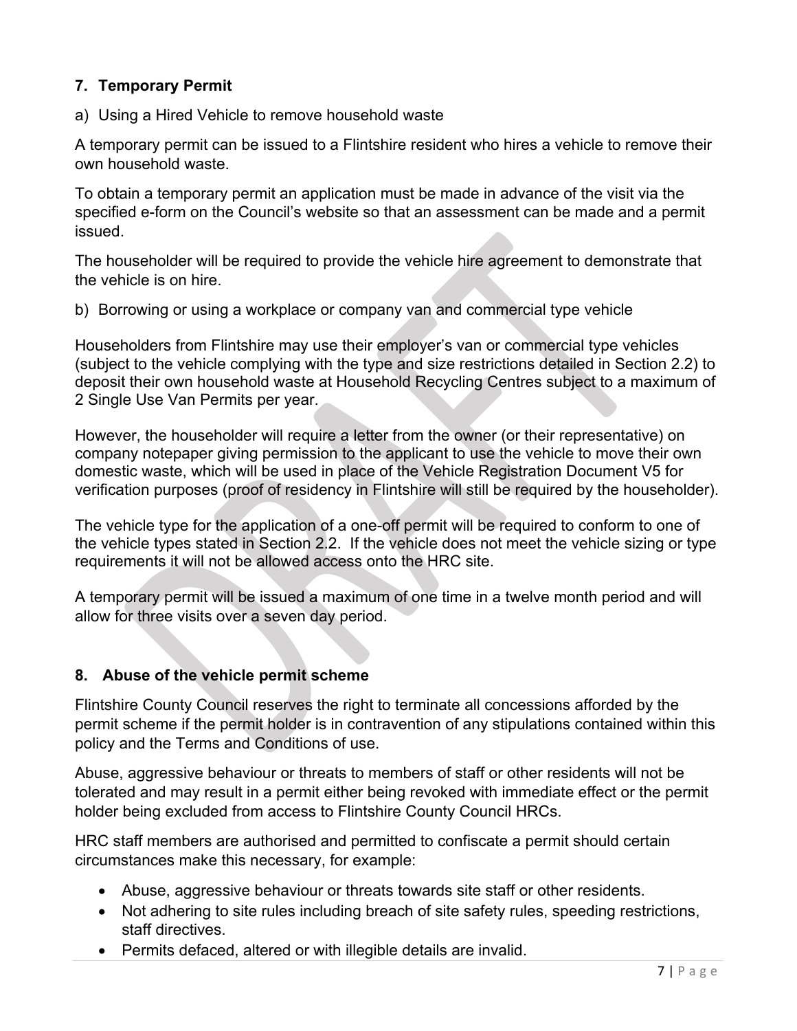## 7. Temporary Permit

a) Using a Hired Vehicle to remove household waste

A temporary permit can be issued to a Flintshire resident who hires a vehicle to remove their own household waste.

To obtain a temporary permit an application must be made in advance of the visit via the specified e-form on the Council's website so that an assessment can be made and a permit issued.

The householder will be required to provide the vehicle hire agreement to demonstrate that the vehicle is on hire.

b) Borrowing or using a workplace or company van and commercial type vehicle

Householders from Flintshire may use their employer's van or commercial type vehicles (subject to the vehicle complying with the type and size restrictions detailed in Section 2.2) to deposit their own household waste at Household Recycling Centres subject to a maximum of 2 Single Use Van Permits per year.

However, the householder will require a letter from the owner (or their representative) on company notepaper giving permission to the applicant to use the vehicle to move their own domestic waste, which will be used in place of the Vehicle Registration Document V5 for verification purposes (proof of residency in Flintshire will still be required by the householder).

The vehicle type for the application of a one-off permit will be required to conform to one of the vehicle types stated in Section 2.2. If the vehicle does not meet the vehicle sizing or type requirements it will not be allowed access onto the HRC site.

A temporary permit will be issued a maximum of one time in a twelve month period and will allow for three visits over a seven day period.

## 8. Abuse of the vehicle permit scheme

Flintshire County Council reserves the right to terminate all concessions afforded by the permit scheme if the permit holder is in contravention of any stipulations contained within this policy and the Terms and Conditions of use.

Abuse, aggressive behaviour or threats to members of staff or other residents will not be tolerated and may result in a permit either being revoked with immediate effect or the permit holder being excluded from access to Flintshire County Council HRCs.

HRC staff members are authorised and permitted to confiscate a permit should certain circumstances make this necessary, for example:

- Abuse, aggressive behaviour or threats towards site staff or other residents.
- Not adhering to site rules including breach of site safety rules, speeding restrictions, staff directives.
- Permits defaced, altered or with illegible details are invalid.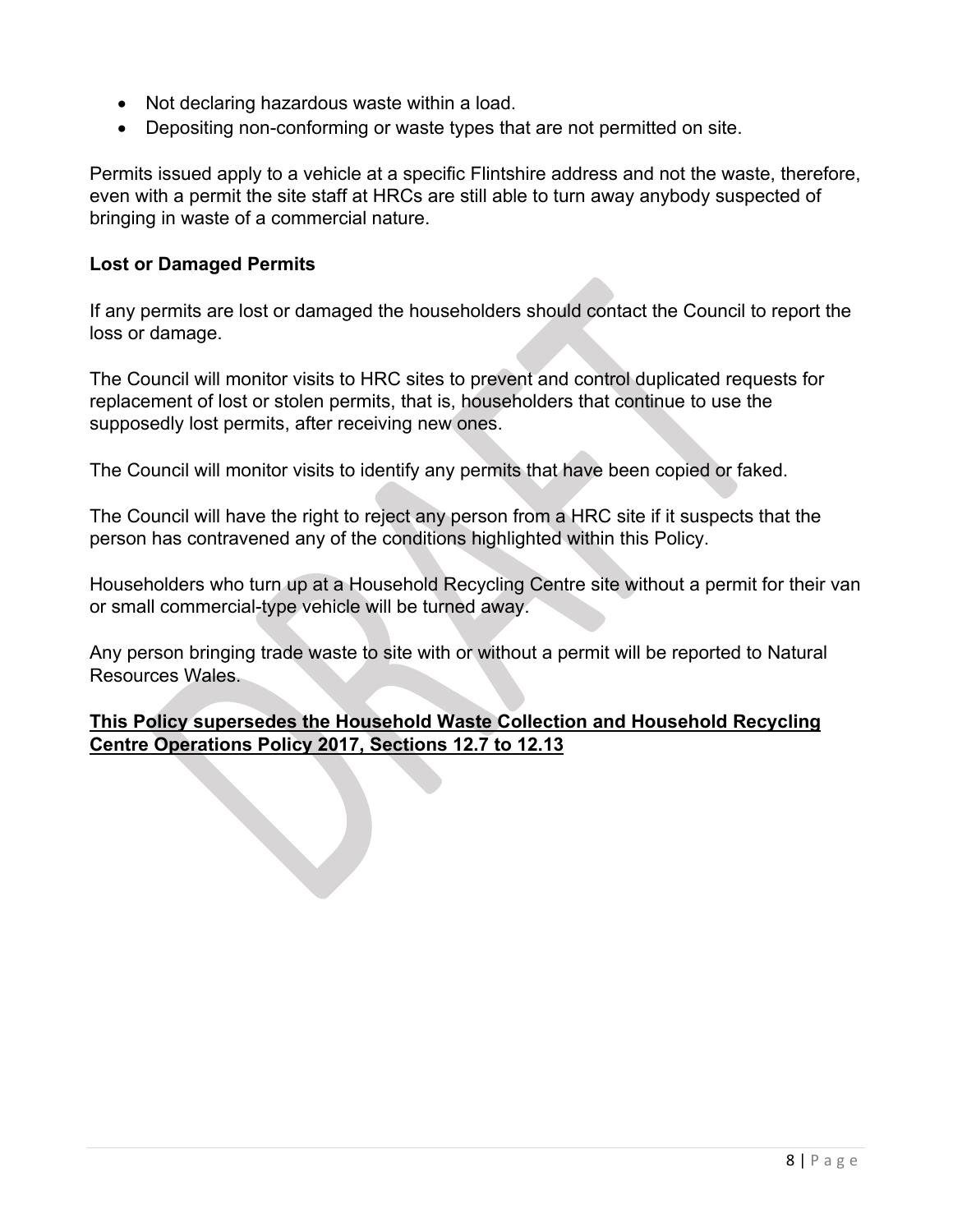- Not declaring hazardous waste within a load.
- Depositing non-conforming or waste types that are not permitted on site.

Permits issued apply to a vehicle at a specific Flintshire address and not the waste, therefore, even with a permit the site staff at HRCs are still able to turn away anybody suspected of bringing in waste of a commercial nature.

**Lost or Damaged Permits**

If any permits are lost or damaged the householders should contact the Council to report the loss or damage.

The Council will monitor visits to HRC sites to prevent and control duplicated requests for replacement of lost or stolen permits, that is, householders that continue to use the supposedly lost permits, after receiving new ones.

The Council will monitor visits to identify any permits that have been copied or faked.

The Council will have the right to reject any person from a HRC site if it suspects that the person has contravened any of the conditions highlighted within this Policy.

Householders who turn up at a Household Recycling Centre site without a permit for their van or small commercial-type vehicle will be turned away.

Any person bringing trade waste to site with or without a permit will be reported to Natural Resources Wales.

**This Policy supersedes the Household Waste Collection and Household Recycling Centre Operations Policy 2017, Sections 12.7 to 12.13**